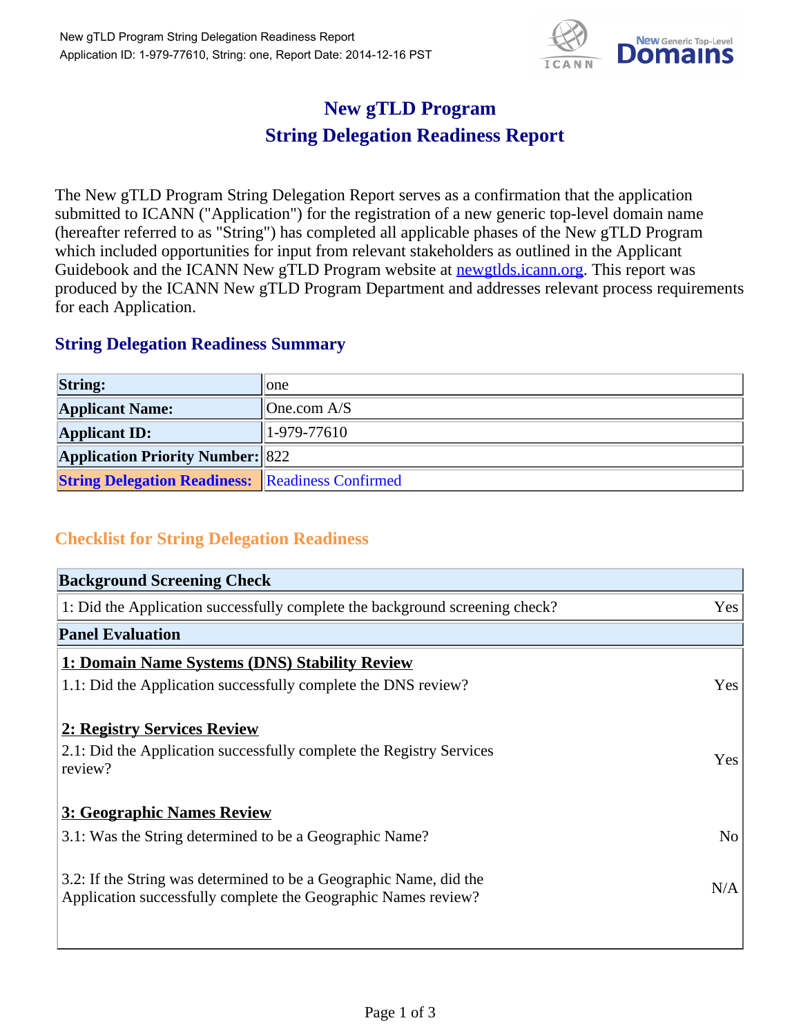# New gTLD Program
# String Delegation Readiness Report

The New gTLD Program String Delegation Report serves as a confirmation that the application submitted to ICANN ("Application") for the registration of a new generic top-level domain name (hereafter referred to as "String") has completed all applicable phases of the New gTLD Program which included opportunities for input from relevant stakeholders as outlined in the Applicant Guidebook and the ICANN New gTLD Program website at newgtlds.icann.org. This report was produced by the ICANN New gTLD Program Department and addresses relevant process requirements for each Application.

## String Delegation Readiness Summary

| | |
|---|---|
| **String:** | one |
| **Applicant Name:** | One.com A/S |
| **Applicant ID:** | 1-979-77610 |
| **Application Priority Number:** | 822 |
| **String Delegation Readiness:** | Readiness Confirmed |

## Checklist for String Delegation Readiness

| Background Screening Check | |
|---|---|
| 1: Did the Application successfully complete the background screening check? | Yes |

| Panel Evaluation | |
|---|---|
| **1: Domain Name Systems (DNS) Stability Review** | |
| 1.1: Did the Application successfully complete the DNS review? | Yes |
| **2: Registry Services Review** | |
| 2.1: Did the Application successfully complete the Registry Services review? | Yes |
| **3: Geographic Names Review** | |
| 3.1: Was the String determined to be a Geographic Name? | No |
| 3.2: If the String was determined to be a Geographic Name, did the Application successfully complete the Geographic Names review? | N/A |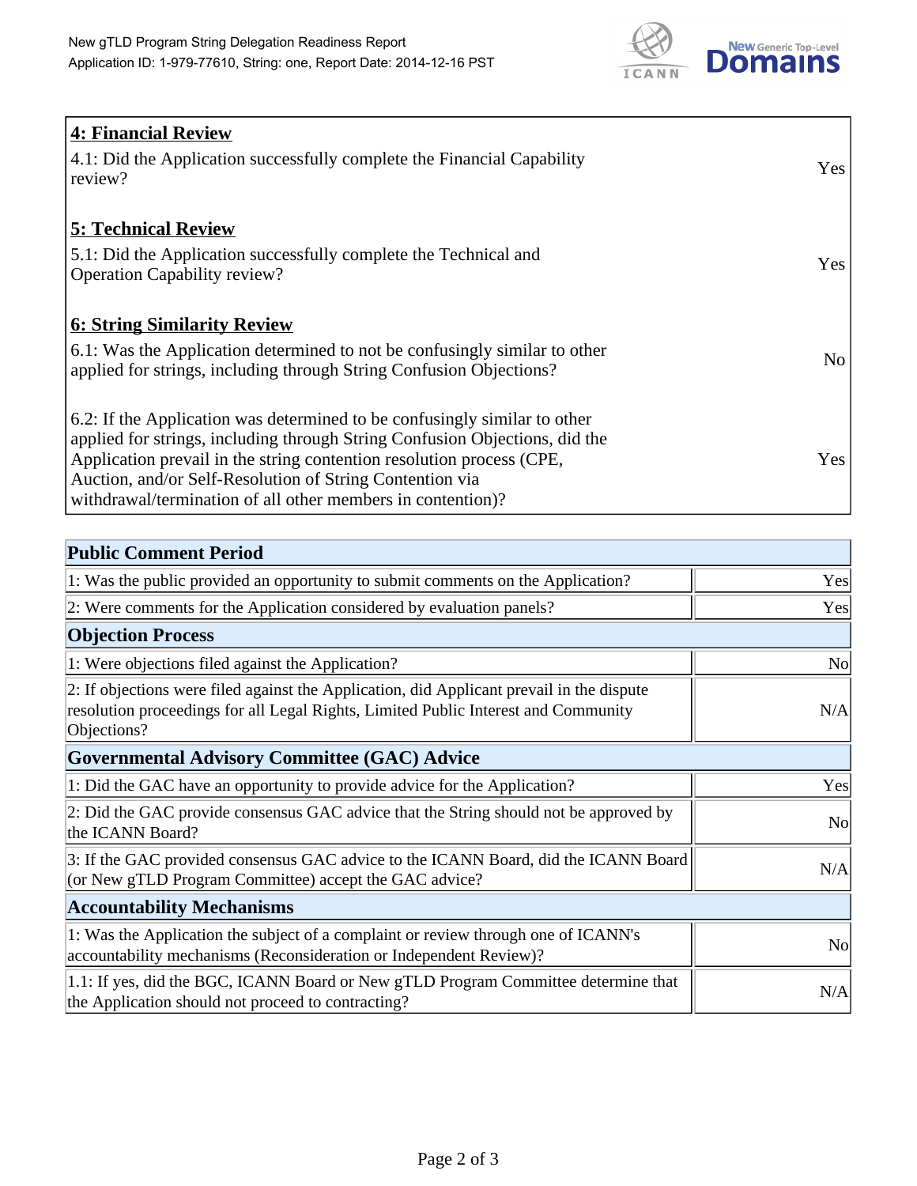| | |
|---|---|
| **4: Financial Review** | |
| 4.1: Did the Application successfully complete the Financial Capability review? | Yes |
| **5: Technical Review** | |
| 5.1: Did the Application successfully complete the Technical and Operation Capability review? | Yes |
| **6: String Similarity Review** | |
| 6.1: Was the Application determined to not be confusingly similar to other applied for strings, including through String Confusion Objections? | No |
| 6.2: If the Application was determined to be confusingly similar to other applied for strings, including through String Confusion Objections, did the Application prevail in the string contention resolution process (CPE, Auction, and/or Self-Resolution of String Contention via withdrawal/termination of all other members in contention)? | Yes |

| **Public Comment Period** | |
|---|---|
| 1: Was the public provided an opportunity to submit comments on the Application? | Yes |
| 2: Were comments for the Application considered by evaluation panels? | Yes |
| **Objection Process** | |
| 1: Were objections filed against the Application? | No |
| 2: If objections were filed against the Application, did Applicant prevail in the dispute resolution proceedings for all Legal Rights, Limited Public Interest and Community Objections? | N/A |
| **Governmental Advisory Committee (GAC) Advice** | |
| 1: Did the GAC have an opportunity to provide advice for the Application? | Yes |
| 2: Did the GAC provide consensus GAC advice that the String should not be approved by the ICANN Board? | No |
| 3: If the GAC provided consensus GAC advice to the ICANN Board, did the ICANN Board (or New gTLD Program Committee) accept the GAC advice? | N/A |
| **Accountability Mechanisms** | |
| 1: Was the Application the subject of a complaint or review through one of ICANN's accountability mechanisms (Reconsideration or Independent Review)? | No |
| 1.1: If yes, did the BGC, ICANN Board or New gTLD Program Committee determine that the Application should not proceed to contracting? | N/A |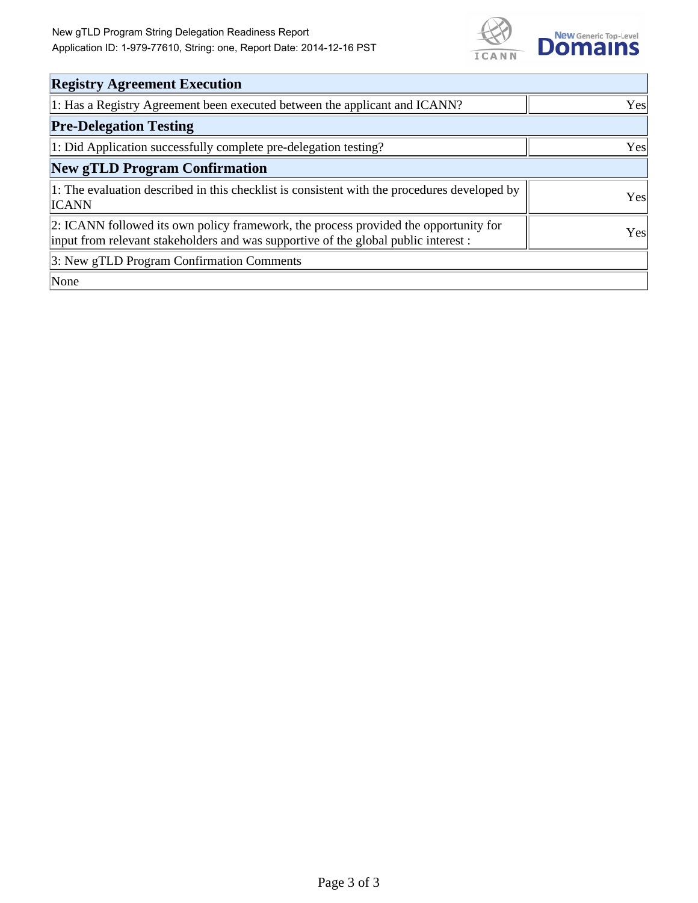## Registry Agreement Execution

| | |
|---|---|
| 1: Has a Registry Agreement been executed between the applicant and ICANN? | Yes |

## Pre-Delegation Testing

| | |
|---|---|
| 1: Did Application successfully complete pre-delegation testing? | Yes |

## New gTLD Program Confirmation

| | |
|---|---|
| 1: The evaluation described in this checklist is consistent with the procedures developed by ICANN | Yes |
| 2: ICANN followed its own policy framework, the process provided the opportunity for input from relevant stakeholders and was supportive of the global public interest : | Yes |

3: New gTLD Program Confirmation Comments

None